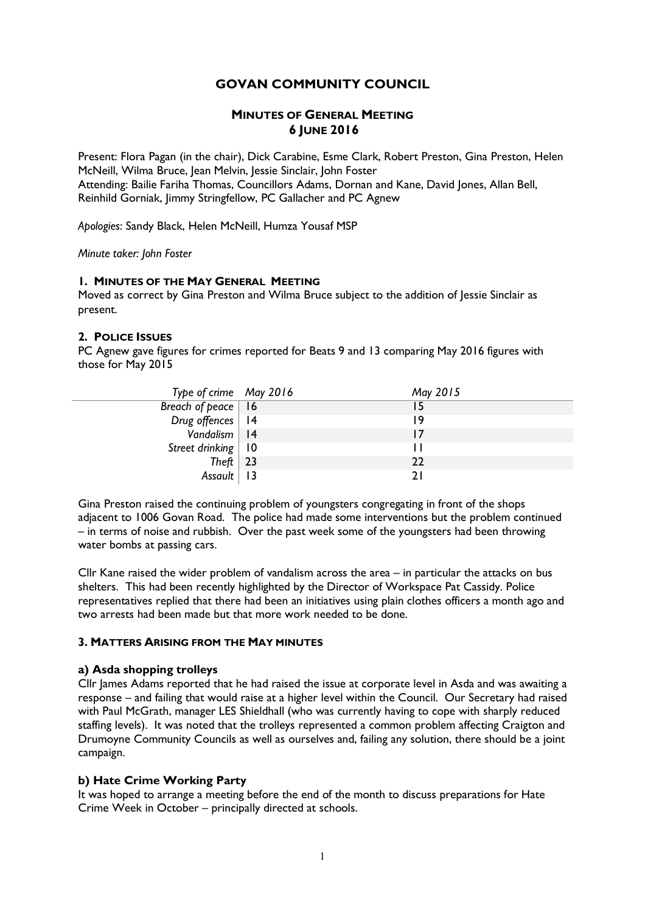# GOVAN COMMUNITY COUNCIL

## MINUTES OF GENERAL MEETING 6 JUNE 2016

Present: Flora Pagan (in the chair), Dick Carabine, Esme Clark, Robert Preston, Gina Preston, Helen McNeill, Wilma Bruce, Jean Melvin, Jessie Sinclair, John Foster
Attending: Bailie Fariha Thomas, Councillors Adams, Dornan and Kane, David Jones, Allan Bell, Reinhild Gorniak, Jimmy Stringfellow, PC Gallacher and PC Agnew

*Apologies*: Sandy Black, Helen McNeill, Humza Yousaf MSP

*Minute taker: John Foster*

### 1. MINUTES OF THE MAY GENERAL MEETING

Moved as correct by Gina Preston and Wilma Bruce subject to the addition of Jessie Sinclair as present.

### 2. POLICE ISSUES

PC Agnew gave figures for crimes reported for Beats 9 and 13 comparing May 2016 figures with those for May 2015

| *Type of crime* | *May 2016* | *May 2015* |
|---|---|---|
| *Breach of peace* | 16 | 15 |
| *Drug offences* | 14 | 19 |
| *Vandalism* | 14 | 17 |
| *Street drinking* | 10 | 11 |
| *Theft* | 23 | 22 |
| *Assault* | 13 | 21 |

Gina Preston raised the continuing problem of youngsters congregating in front of the shops adjacent to 1006 Govan Road. The police had made some interventions but the problem continued – in terms of noise and rubbish. Over the past week some of the youngsters had been throwing water bombs at passing cars.

Cllr Kane raised the wider problem of vandalism across the area – in particular the attacks on bus shelters. This had been recently highlighted by the Director of Workspace Pat Cassidy. Police representatives replied that there had been an initiatives using plain clothes officers a month ago and two arrests had been made but that more work needed to be done.

### 3. MATTERS ARISING FROM THE MAY MINUTES

#### a) Asda shopping trolleys

Cllr James Adams reported that he had raised the issue at corporate level in Asda and was awaiting a response – and failing that would raise at a higher level within the Council. Our Secretary had raised with Paul McGrath, manager LES Shieldhall (who was currently having to cope with sharply reduced staffing levels). It was noted that the trolleys represented a common problem affecting Craigton and Drumoyne Community Councils as well as ourselves and, failing any solution, there should be a joint campaign.

#### b) Hate Crime Working Party

It was hoped to arrange a meeting before the end of the month to discuss preparations for Hate Crime Week in October – principally directed at schools.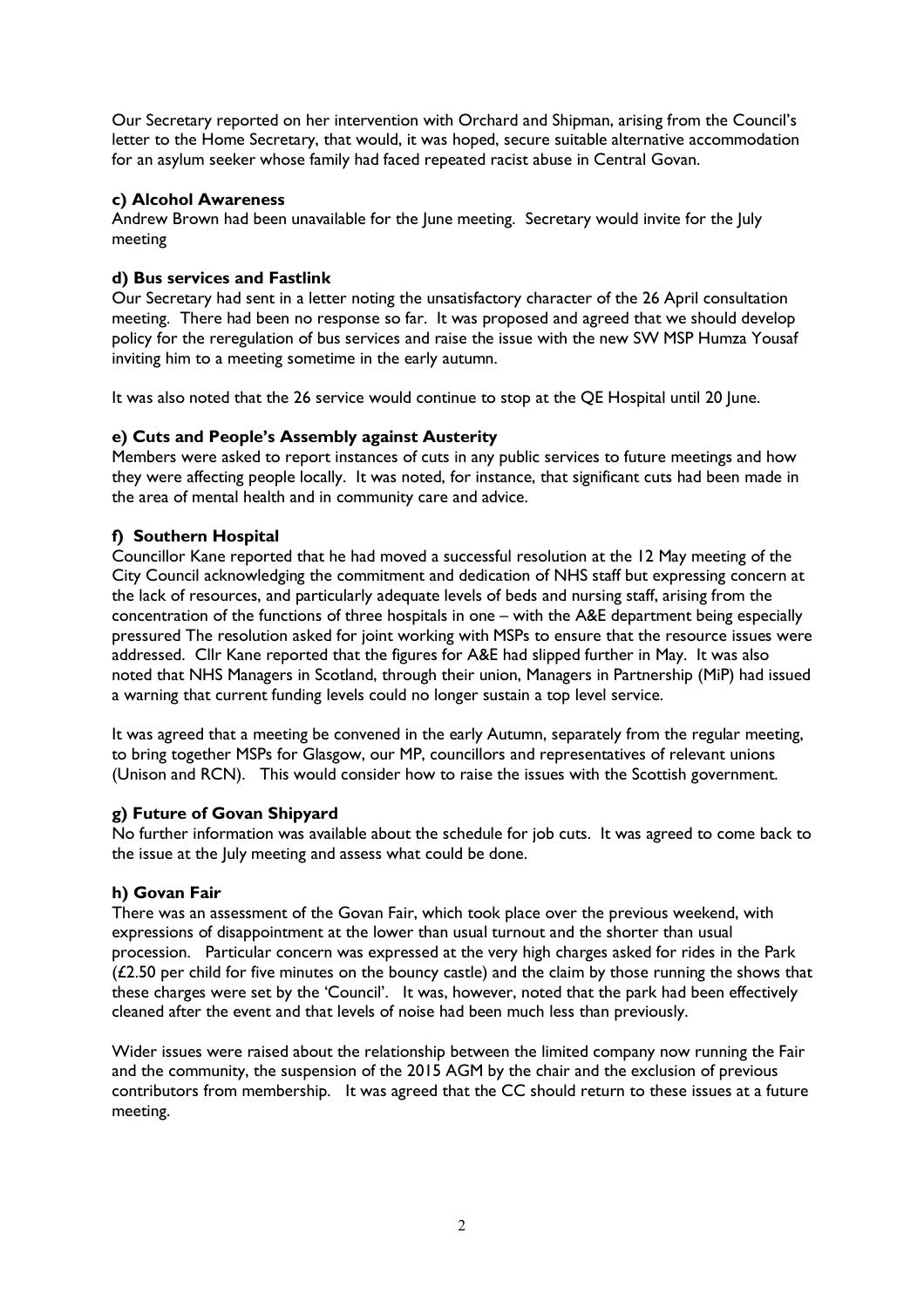Our Secretary reported on her intervention with Orchard and Shipman, arising from the Council's letter to the Home Secretary, that would, it was hoped, secure suitable alternative accommodation for an asylum seeker whose family had faced repeated racist abuse in Central Govan.

**c) Alcohol Awareness**

Andrew Brown had been unavailable for the June meeting. Secretary would invite for the July meeting

**d) Bus services and Fastlink**

Our Secretary had sent in a letter noting the unsatisfactory character of the 26 April consultation meeting. There had been no response so far. It was proposed and agreed that we should develop policy for the reregulation of bus services and raise the issue with the new SW MSP Humza Yousaf inviting him to a meeting sometime in the early autumn.

It was also noted that the 26 service would continue to stop at the QE Hospital until 20 June.

**e) Cuts and People's Assembly against Austerity**

Members were asked to report instances of cuts in any public services to future meetings and how they were affecting people locally. It was noted, for instance, that significant cuts had been made in the area of mental health and in community care and advice.

**f) Southern Hospital**

Councillor Kane reported that he had moved a successful resolution at the 12 May meeting of the City Council acknowledging the commitment and dedication of NHS staff but expressing concern at the lack of resources, and particularly adequate levels of beds and nursing staff, arising from the concentration of the functions of three hospitals in one – with the A&E department being especially pressured The resolution asked for joint working with MSPs to ensure that the resource issues were addressed. Cllr Kane reported that the figures for A&E had slipped further in May. It was also noted that NHS Managers in Scotland, through their union, Managers in Partnership (MiP) had issued a warning that current funding levels could no longer sustain a top level service.

It was agreed that a meeting be convened in the early Autumn, separately from the regular meeting, to bring together MSPs for Glasgow, our MP, councillors and representatives of relevant unions (Unison and RCN). This would consider how to raise the issues with the Scottish government.

**g) Future of Govan Shipyard**

No further information was available about the schedule for job cuts. It was agreed to come back to the issue at the July meeting and assess what could be done.

**h) Govan Fair**

There was an assessment of the Govan Fair, which took place over the previous weekend, with expressions of disappointment at the lower than usual turnout and the shorter than usual procession. Particular concern was expressed at the very high charges asked for rides in the Park (£2.50 per child for five minutes on the bouncy castle) and the claim by those running the shows that these charges were set by the 'Council'. It was, however, noted that the park had been effectively cleaned after the event and that levels of noise had been much less than previously.

Wider issues were raised about the relationship between the limited company now running the Fair and the community, the suspension of the 2015 AGM by the chair and the exclusion of previous contributors from membership. It was agreed that the CC should return to these issues at a future meeting.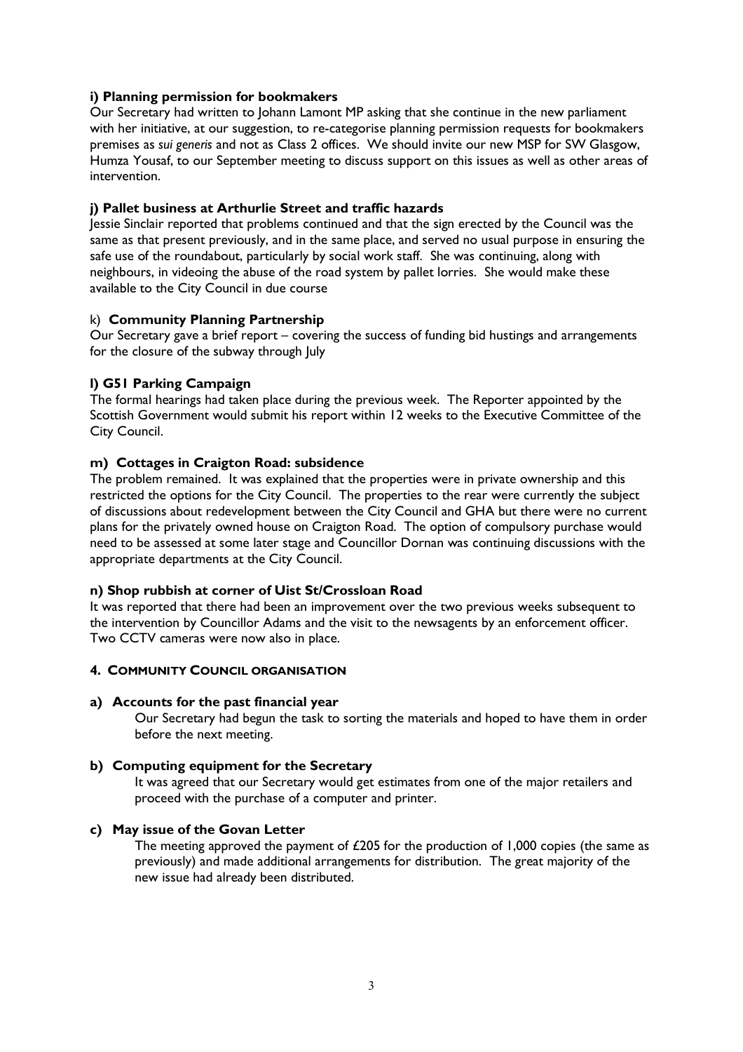**i) Planning permission for bookmakers**

Our Secretary had written to Johann Lamont MP asking that she continue in the new parliament with her initiative, at our suggestion, to re-categorise planning permission requests for bookmakers premises as *sui generis* and not as Class 2 offices. We should invite our new MSP for SW Glasgow, Humza Yousaf, to our September meeting to discuss support on this issues as well as other areas of intervention.

**j) Pallet business at Arthurlie Street and traffic hazards**

Jessie Sinclair reported that problems continued and that the sign erected by the Council was the same as that present previously, and in the same place, and served no usual purpose in ensuring the safe use of the roundabout, particularly by social work staff. She was continuing, along with neighbours, in videoing the abuse of the road system by pallet lorries. She would make these available to the City Council in due course

k) **Community Planning Partnership**

Our Secretary gave a brief report – covering the success of funding bid hustings and arrangements for the closure of the subway through July

**l) G51 Parking Campaign**

The formal hearings had taken place during the previous week. The Reporter appointed by the Scottish Government would submit his report within 12 weeks to the Executive Committee of the City Council.

**m) Cottages in Craigton Road: subsidence**

The problem remained. It was explained that the properties were in private ownership and this restricted the options for the City Council. The properties to the rear were currently the subject of discussions about redevelopment between the City Council and GHA but there were no current plans for the privately owned house on Craigton Road. The option of compulsory purchase would need to be assessed at some later stage and Councillor Dornan was continuing discussions with the appropriate departments at the City Council.

**n) Shop rubbish at corner of Uist St/Crossloan Road**

It was reported that there had been an improvement over the two previous weeks subsequent to the intervention by Councillor Adams and the visit to the newsagents by an enforcement officer. Two CCTV cameras were now also in place.

## 4. COMMUNITY COUNCIL ORGANISATION

**a) Accounts for the past financial year**

Our Secretary had begun the task to sorting the materials and hoped to have them in order before the next meeting.

**b) Computing equipment for the Secretary**

It was agreed that our Secretary would get estimates from one of the major retailers and proceed with the purchase of a computer and printer.

**c) May issue of the Govan Letter**

The meeting approved the payment of £205 for the production of 1,000 copies (the same as previously) and made additional arrangements for distribution. The great majority of the new issue had already been distributed.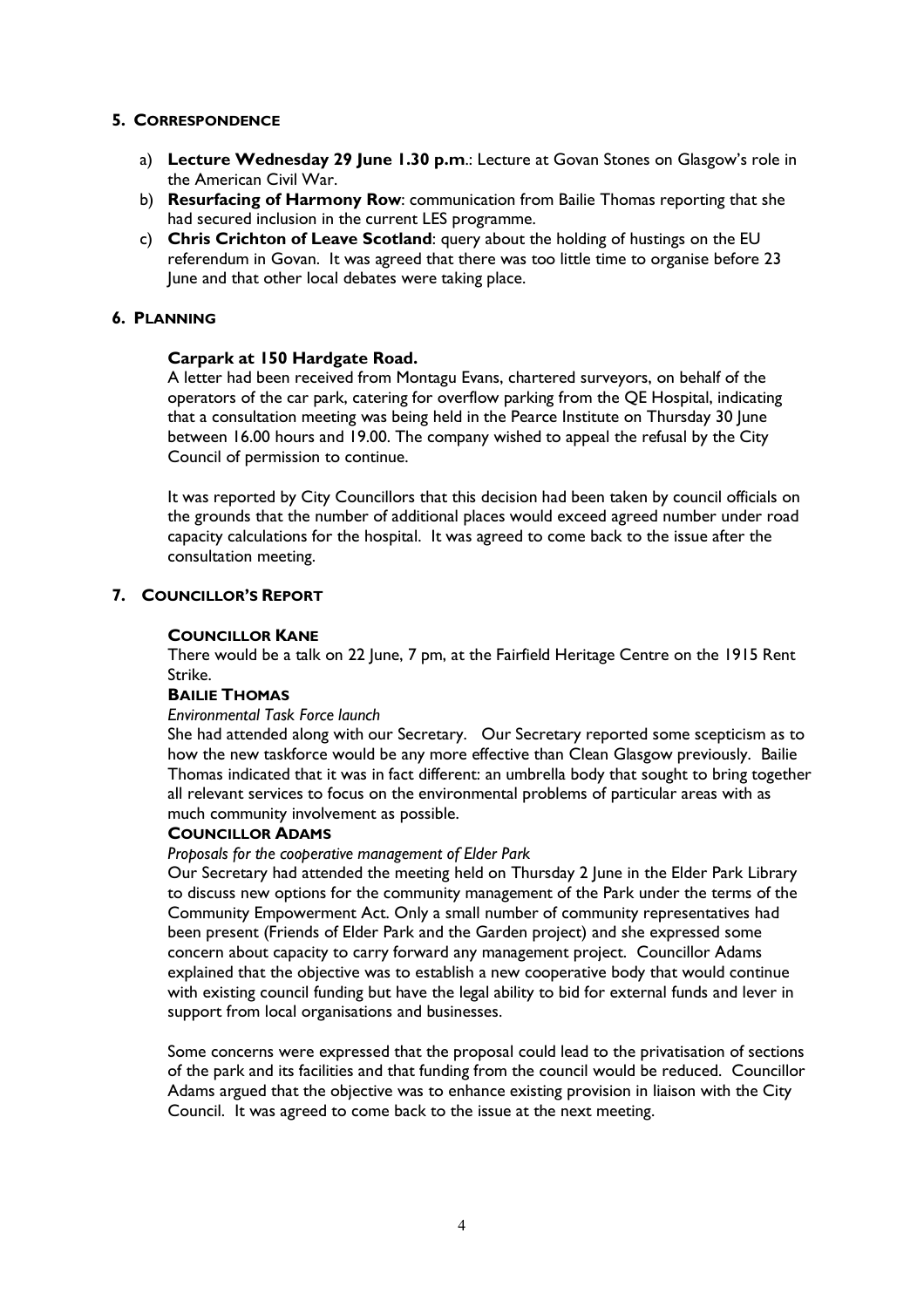## 5. Correspondence

a) **Lecture Wednesday 29 June 1.30 p.m**.: Lecture at Govan Stones on Glasgow's role in the American Civil War.

b) **Resurfacing of Harmony Row**: communication from Bailie Thomas reporting that she had secured inclusion in the current LES programme.

c) **Chris Crichton of Leave Scotland**: query about the holding of hustings on the EU referendum in Govan. It was agreed that there was too little time to organise before 23 June and that other local debates were taking place.

## 6. Planning

**Carpark at 150 Hardgate Road.**

A letter had been received from Montagu Evans, chartered surveyors, on behalf of the operators of the car park, catering for overflow parking from the QE Hospital, indicating that a consultation meeting was being held in the Pearce Institute on Thursday 30 June between 16.00 hours and 19.00. The company wished to appeal the refusal by the City Council of permission to continue.

It was reported by City Councillors that this decision had been taken by council officials on the grounds that the number of additional places would exceed agreed number under road capacity calculations for the hospital. It was agreed to come back to the issue after the consultation meeting.

## 7. Councillor's Report

**COUNCILLOR KANE**

There would be a talk on 22 June, 7 pm, at the Fairfield Heritage Centre on the 1915 Rent Strike.

**BAILIE THOMAS**

*Environmental Task Force launch*

She had attended along with our Secretary. Our Secretary reported some scepticism as to how the new taskforce would be any more effective than Clean Glasgow previously. Bailie Thomas indicated that it was in fact different: an umbrella body that sought to bring together all relevant services to focus on the environmental problems of particular areas with as much community involvement as possible.

**COUNCILLOR ADAMS**

*Proposals for the cooperative management of Elder Park*

Our Secretary had attended the meeting held on Thursday 2 June in the Elder Park Library to discuss new options for the community management of the Park under the terms of the Community Empowerment Act. Only a small number of community representatives had been present (Friends of Elder Park and the Garden project) and she expressed some concern about capacity to carry forward any management project. Councillor Adams explained that the objective was to establish a new cooperative body that would continue with existing council funding but have the legal ability to bid for external funds and lever in support from local organisations and businesses.

Some concerns were expressed that the proposal could lead to the privatisation of sections of the park and its facilities and that funding from the council would be reduced. Councillor Adams argued that the objective was to enhance existing provision in liaison with the City Council. It was agreed to come back to the issue at the next meeting.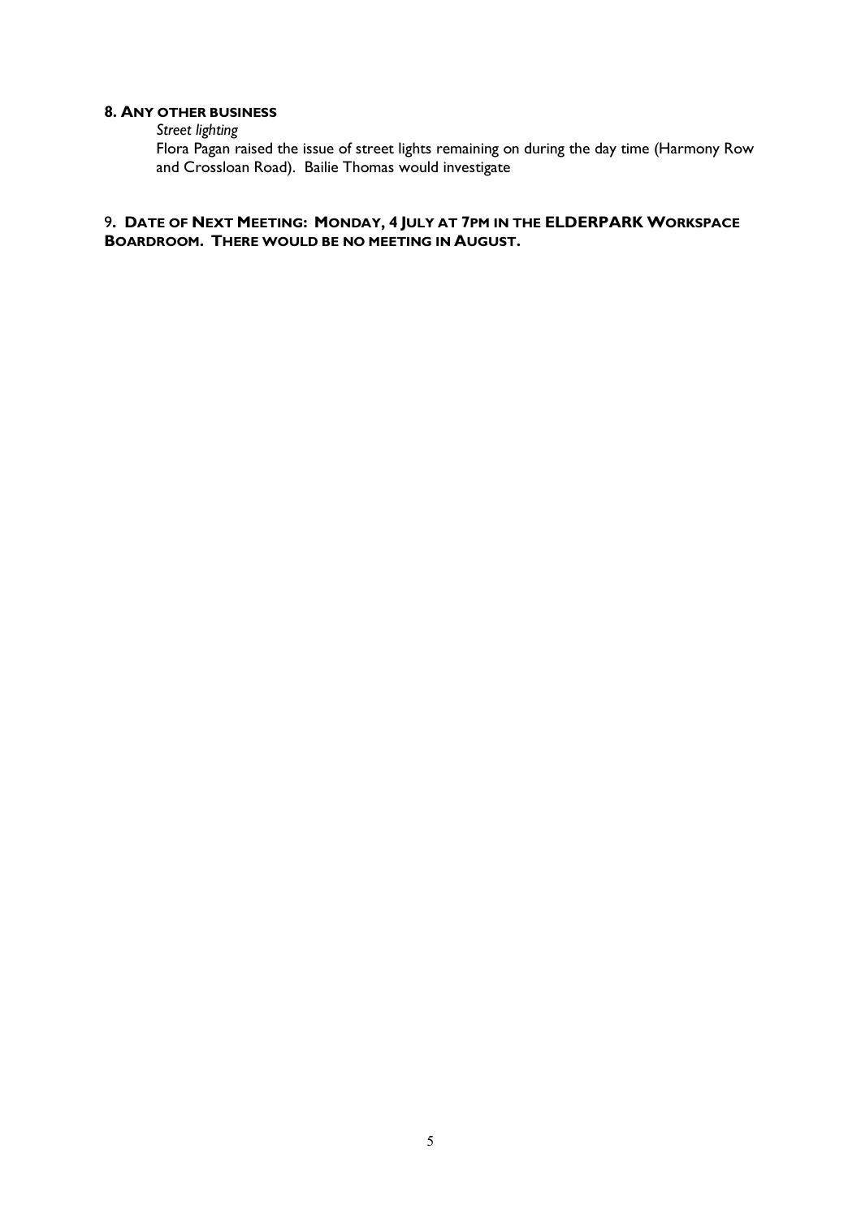**8. ANY OTHER BUSINESS**

*Street lighting*

Flora Pagan raised the issue of street lights remaining on during the day time (Harmony Row and Crossloan Road). Bailie Thomas would investigate

9. **DATE OF NEXT MEETING: MONDAY, 4 JULY AT 7PM IN THE ELDERPARK WORKSPACE BOARDROOM. THERE WOULD BE NO MEETING IN AUGUST.**